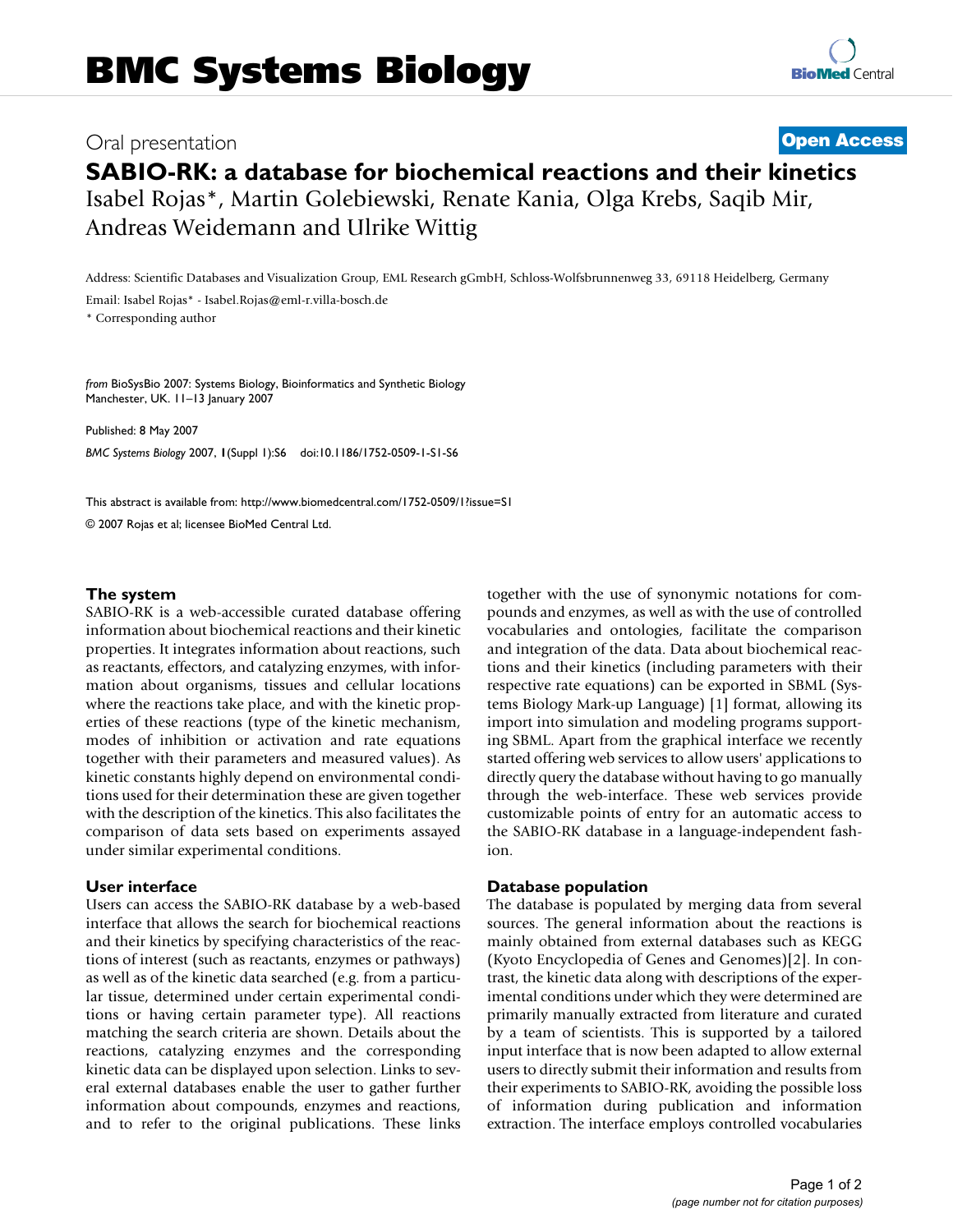BMC Systems Biology

Oral presentation

**Open Access**

# SABIO-RK: a database for biochemical reactions and their kinetics

Isabel Rojas*, Martin Golebiewski, Renate Kania, Olga Krebs, Saqib Mir, Andreas Weidemann and Ulrike Wittig

Address: Scientific Databases and Visualization Group, EML Research gGmbH, Schloss-Wolfsbrunnenweg 33, 69118 Heidelberg, Germany

Email: Isabel Rojas* - Isabel.Rojas@eml-r.villa-bosch.de

* Corresponding author

*from* BioSysBio 2007: Systems Biology, Bioinformatics and Synthetic Biology
Manchester, UK. 11–13 January 2007

Published: 8 May 2007

*BMC Systems Biology* 2007, **1**(Suppl 1):S6 doi:10.1186/1752-0509-1-S1-S6

This abstract is available from: http://www.biomedcentral.com/1752-0509/1?issue=S1

© 2007 Rojas et al; licensee BioMed Central Ltd.

## The system

SABIO-RK is a web-accessible curated database offering information about biochemical reactions and their kinetic properties. It integrates information about reactions, such as reactants, effectors, and catalyzing enzymes, with information about organisms, tissues and cellular locations where the reactions take place, and with the kinetic properties of these reactions (type of the kinetic mechanism, modes of inhibition or activation and rate equations together with their parameters and measured values). As kinetic constants highly depend on environmental conditions used for their determination these are given together with the description of the kinetics. This also facilitates the comparison of data sets based on experiments assayed under similar experimental conditions.

## User interface

Users can access the SABIO-RK database by a web-based interface that allows the search for biochemical reactions and their kinetics by specifying characteristics of the reactions of interest (such as reactants, enzymes or pathways) as well as of the kinetic data searched (e.g. from a particular tissue, determined under certain experimental conditions or having certain parameter type). All reactions matching the search criteria are shown. Details about the reactions, catalyzing enzymes and the corresponding kinetic data can be displayed upon selection. Links to several external databases enable the user to gather further information about compounds, enzymes and reactions, and to refer to the original publications. These links together with the use of synonymic notations for compounds and enzymes, as well as with the use of controlled vocabularies and ontologies, facilitate the comparison and integration of the data. Data about biochemical reactions and their kinetics (including parameters with their respective rate equations) can be exported in SBML (Systems Biology Mark-up Language) [1] format, allowing its import into simulation and modeling programs supporting SBML. Apart from the graphical interface we recently started offering web services to allow users' applications to directly query the database without having to go manually through the web-interface. These web services provide customizable points of entry for an automatic access to the SABIO-RK database in a language-independent fashion.

## Database population

The database is populated by merging data from several sources. The general information about the reactions is mainly obtained from external databases such as KEGG (Kyoto Encyclopedia of Genes and Genomes)[2]. In contrast, the kinetic data along with descriptions of the experimental conditions under which they were determined are primarily manually extracted from literature and curated by a team of scientists. This is supported by a tailored input interface that is now been adapted to allow external users to directly submit their information and results from their experiments to SABIO-RK, avoiding the possible loss of information during publication and information extraction. The interface employs controlled vocabularies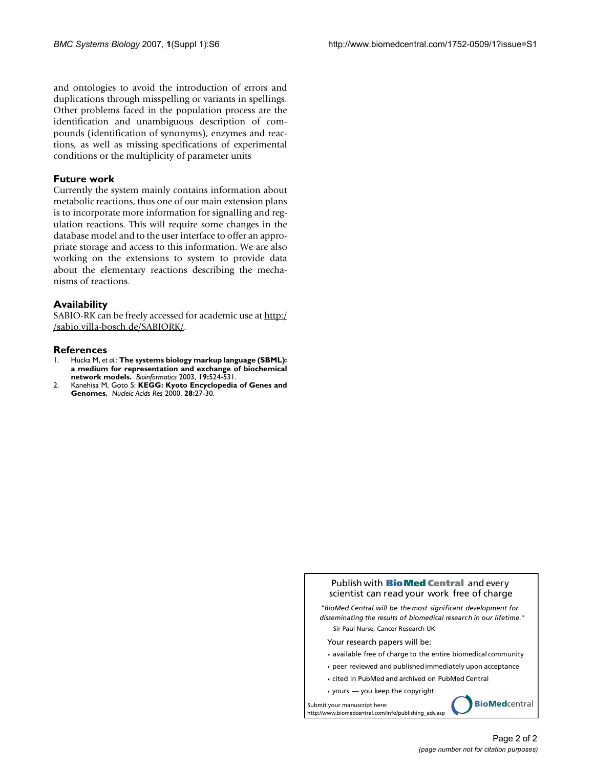and ontologies to avoid the introduction of errors and duplications through misspelling or variants in spellings. Other problems faced in the population process are the identification and unambiguous description of compounds (identification of synonyms), enzymes and reactions, as well as missing specifications of experimental conditions or the multiplicity of parameter units

## Future work

Currently the system mainly contains information about metabolic reactions, thus one of our main extension plans is to incorporate more information for signalling and regulation reactions. This will require some changes in the database model and to the user interface to offer an appropriate storage and access to this information. We are also working on the extensions to system to provide data about the elementary reactions describing the mechanisms of reactions.

## Availability

SABIO-RK can be freely accessed for academic use at http://sabio.villa-bosch.de/SABIORK/.

## References

1. Hucka M, *et al.*: **The systems biology markup language (SBML): a medium for representation and exchange of biochemical network models.** *Bioinformatics* 2003, **19:**524-531.
2. Kanehisa M, Goto S: **KEGG: Kyoto Encyclopedia of Genes and Genomes.** *Nucleic Acids Res* 2000, **28:**27-30.

Publish with **BioMed Central** and every scientist can read your work free of charge

*"BioMed Central will be the most significant development for disseminating the results of biomedical research in our lifetime."*
Sir Paul Nurse, Cancer Research UK

Your research papers will be:

- available free of charge to the entire biomedical community
- peer reviewed and published immediately upon acceptance
- cited in PubMed and archived on PubMed Central
- yours — you keep the copyright

Submit your manuscript here:
http://www.biomedcentral.com/info/publishing_adv.asp

BioMedcentral